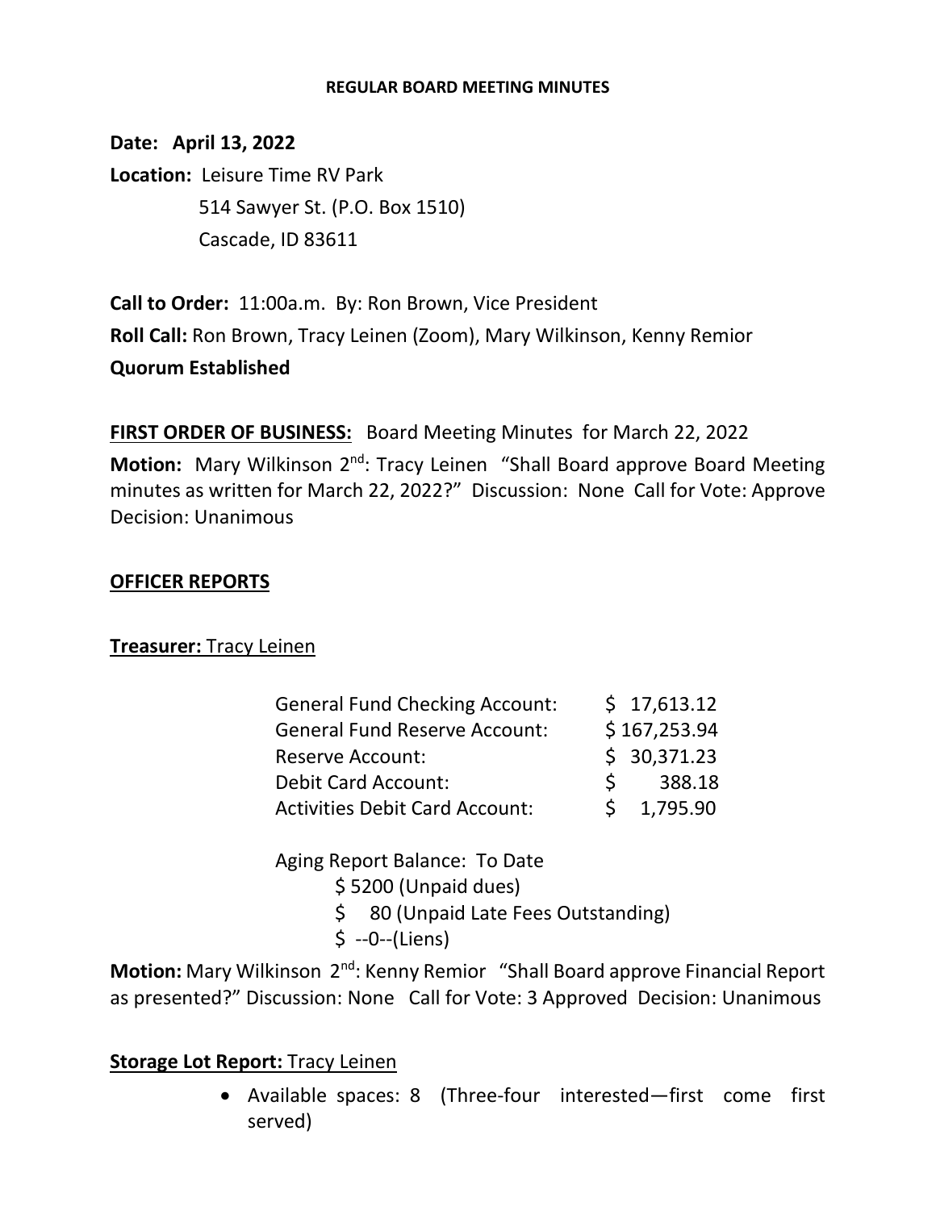**REGULAR BOARD MEETING MINUTES**

**Date: April 13, 2022**

**Location:** Leisure Time RV Park
514 Sawyer St. (P.O. Box 1510)
Cascade, ID 83611

**Call to Order:** 11:00a.m. By: Ron Brown, Vice President

**Roll Call:** Ron Brown, Tracy Leinen (Zoom), Mary Wilkinson, Kenny Remior

**Quorum Established**

**FIRST ORDER OF BUSINESS:** Board Meeting Minutes for March 22, 2022

**Motion:** Mary Wilkinson 2nd: Tracy Leinen "Shall Board approve Board Meeting minutes as written for March 22, 2022?" Discussion: None Call for Vote: Approve Decision: Unanimous

**OFFICER REPORTS**

**Treasurer:** Tracy Leinen

| | |
|---|---|
| General Fund Checking Account: | $ 17,613.12 |
| General Fund Reserve Account: | $ 167,253.94 |
| Reserve Account: | $ 30,371.23 |
| Debit Card Account: | $ 388.18 |
| Activities Debit Card Account: | $ 1,795.90 |

Aging Report Balance: To Date
- $ 5200 (Unpaid dues)
- $ 80 (Unpaid Late Fees Outstanding)
- $ --0--(Liens)

**Motion:** Mary Wilkinson 2nd: Kenny Remior "Shall Board approve Financial Report as presented?" Discussion: None Call for Vote: 3 Approved Decision: Unanimous

**Storage Lot Report:** Tracy Leinen

- Available spaces: 8 (Three-four interested—first come first served)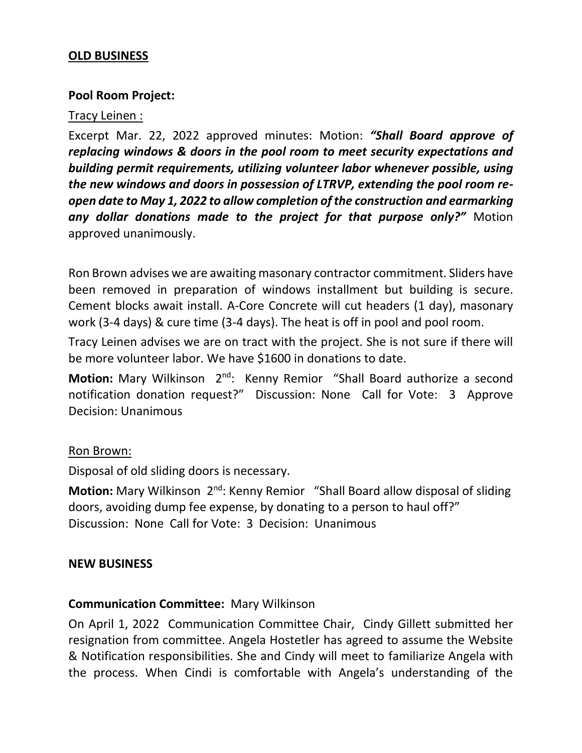## OLD BUSINESS

### Pool Room Project:

Tracy Leinen :

Excerpt Mar. 22, 2022 approved minutes: Motion: ***"Shall Board approve of replacing windows & doors in the pool room to meet security expectations and building permit requirements, utilizing volunteer labor whenever possible, using the new windows and doors in possession of LTRVP, extending the pool room re-open date to May 1, 2022 to allow completion of the construction and earmarking any dollar donations made to the project for that purpose only?"*** Motion approved unanimously.

Ron Brown advises we are awaiting masonary contractor commitment. Sliders have been removed in preparation of windows installment but building is secure. Cement blocks await install. A-Core Concrete will cut headers (1 day), masonary work (3-4 days) & cure time (3-4 days). The heat is off in pool and pool room.

Tracy Leinen advises we are on tract with the project. She is not sure if there will be more volunteer labor. We have $1600 in donations to date.

**Motion:** Mary Wilkinson 2nd: Kenny Remior "Shall Board authorize a second notification donation request?" Discussion: None Call for Vote: 3 Approve Decision: Unanimous

Ron Brown:

Disposal of old sliding doors is necessary.

**Motion:** Mary Wilkinson 2nd: Kenny Remior "Shall Board allow disposal of sliding doors, avoiding dump fee expense, by donating to a person to haul off?" Discussion: None Call for Vote: 3 Decision: Unanimous

## NEW BUSINESS

**Communication Committee:** Mary Wilkinson

On April 1, 2022 Communication Committee Chair, Cindy Gillett submitted her resignation from committee. Angela Hostetler has agreed to assume the Website & Notification responsibilities. She and Cindy will meet to familiarize Angela with the process. When Cindi is comfortable with Angela's understanding of the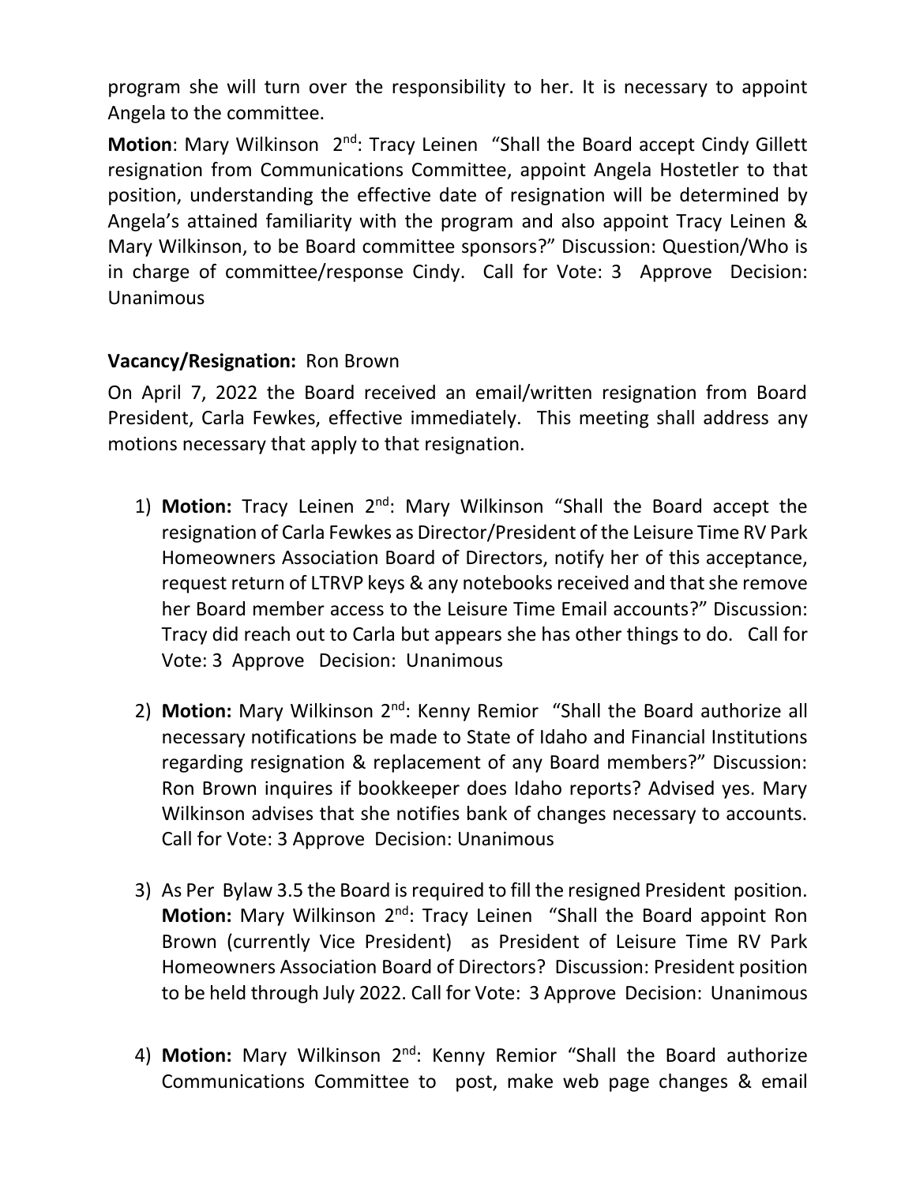program she will turn over the responsibility to her. It is necessary to appoint Angela to the committee.

**Motion**: Mary Wilkinson 2nd: Tracy Leinen "Shall the Board accept Cindy Gillett resignation from Communications Committee, appoint Angela Hostetler to that position, understanding the effective date of resignation will be determined by Angela's attained familiarity with the program and also appoint Tracy Leinen & Mary Wilkinson, to be Board committee sponsors?" Discussion: Question/Who is in charge of committee/response Cindy. Call for Vote: 3 Approve Decision: Unanimous

**Vacancy/Resignation:** Ron Brown

On April 7, 2022 the Board received an email/written resignation from Board President, Carla Fewkes, effective immediately. This meeting shall address any motions necessary that apply to that resignation.

1) **Motion:** Tracy Leinen 2nd: Mary Wilkinson "Shall the Board accept the resignation of Carla Fewkes as Director/President of the Leisure Time RV Park Homeowners Association Board of Directors, notify her of this acceptance, request return of LTRVP keys & any notebooks received and that she remove her Board member access to the Leisure Time Email accounts?" Discussion: Tracy did reach out to Carla but appears she has other things to do. Call for Vote: 3 Approve Decision: Unanimous

2) **Motion:** Mary Wilkinson 2nd: Kenny Remior "Shall the Board authorize all necessary notifications be made to State of Idaho and Financial Institutions regarding resignation & replacement of any Board members?" Discussion: Ron Brown inquires if bookkeeper does Idaho reports? Advised yes. Mary Wilkinson advises that she notifies bank of changes necessary to accounts. Call for Vote: 3 Approve Decision: Unanimous

3) As Per Bylaw 3.5 the Board is required to fill the resigned President position. **Motion:** Mary Wilkinson 2nd: Tracy Leinen "Shall the Board appoint Ron Brown (currently Vice President) as President of Leisure Time RV Park Homeowners Association Board of Directors? Discussion: President position to be held through July 2022. Call for Vote: 3 Approve Decision: Unanimous

4) **Motion:** Mary Wilkinson 2nd: Kenny Remior "Shall the Board authorize Communications Committee to post, make web page changes & email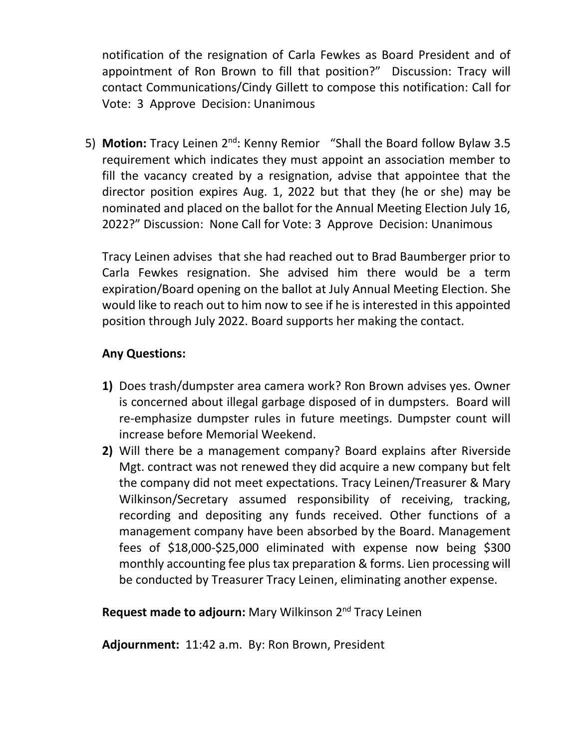notification of the resignation of Carla Fewkes as Board President and of appointment of Ron Brown to fill that position?" Discussion: Tracy will contact Communications/Cindy Gillett to compose this notification: Call for Vote: 3 Approve Decision: Unanimous

5) **Motion:** Tracy Leinen 2nd: Kenny Remior "Shall the Board follow Bylaw 3.5 requirement which indicates they must appoint an association member to fill the vacancy created by a resignation, advise that appointee that the director position expires Aug. 1, 2022 but that they (he or she) may be nominated and placed on the ballot for the Annual Meeting Election July 16, 2022?" Discussion: None Call for Vote: 3 Approve Decision: Unanimous

   Tracy Leinen advises that she had reached out to Brad Baumberger prior to Carla Fewkes resignation. She advised him there would be a term expiration/Board opening on the ballot at July Annual Meeting Election. She would like to reach out to him now to see if he is interested in this appointed position through July 2022. Board supports her making the contact.

   **Any Questions:**

   **1)** Does trash/dumpster area camera work? Ron Brown advises yes. Owner is concerned about illegal garbage disposed of in dumpsters. Board will re-emphasize dumpster rules in future meetings. Dumpster count will increase before Memorial Weekend.

   **2)** Will there be a management company? Board explains after Riverside Mgt. contract was not renewed they did acquire a new company but felt the company did not meet expectations. Tracy Leinen/Treasurer & Mary Wilkinson/Secretary assumed responsibility of receiving, tracking, recording and depositing any funds received. Other functions of a management company have been absorbed by the Board. Management fees of $18,000-$25,000 eliminated with expense now being $300 monthly accounting fee plus tax preparation & forms. Lien processing will be conducted by Treasurer Tracy Leinen, eliminating another expense.

**Request made to adjourn:** Mary Wilkinson 2nd Tracy Leinen

**Adjournment:** 11:42 a.m. By: Ron Brown, President